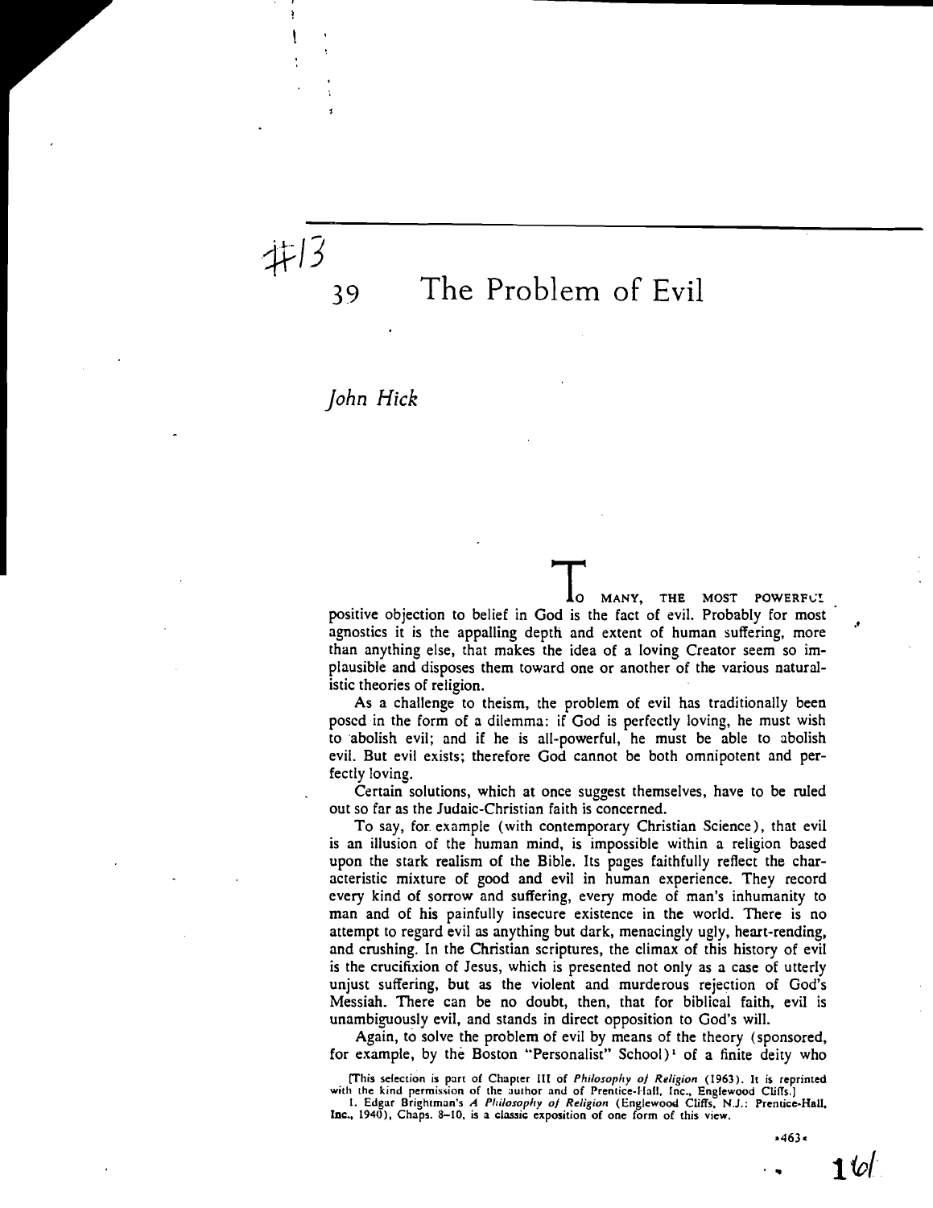# 39 The Problem of Evil

*John Hick*

To many, the most powerful positive objection to belief in God is the fact of evil. Probably for most agnostics it is the appalling depth and extent of human suffering, more than anything else, that makes the idea of a loving Creator seem so implausible and disposes them toward one or another of the various naturalistic theories of religion.

As a challenge to theism, the problem of evil has traditionally been posed in the form of a dilemma: if God is perfectly loving, he must wish to abolish evil; and if he is all-powerful, he must be able to abolish evil. But evil exists; therefore God cannot be both omnipotent and perfectly loving.

Certain solutions, which at once suggest themselves, have to be ruled out so far as the Judaic-Christian faith is concerned.

To say, for example (with contemporary Christian Science), that evil is an illusion of the human mind, is impossible within a religion based upon the stark realism of the Bible. Its pages faithfully reflect the characteristic mixture of good and evil in human experience. They record every kind of sorrow and suffering, every mode of man's inhumanity to man and of his painfully insecure existence in the world. There is no attempt to regard evil as anything but dark, menacingly ugly, heart-rending, and crushing. In the Christian scriptures, the climax of this history of evil is the crucifixion of Jesus, which is presented not only as a case of utterly unjust suffering, but as the violent and murderous rejection of God's Messiah. There can be no doubt, then, that for biblical faith, evil is unambiguously evil, and stands in direct opposition to God's will.

Again, to solve the problem of evil by means of the theory (sponsored, for example, by the Boston "Personalist" School)[1] of a finite deity who

[This selection is part of Chapter III of *Philosophy of Religion* (1963). It is reprinted with the kind permission of the author and of Prentice-Hall, Inc., Englewood Cliffs.]

1. Edgar Brightman's *A Philosophy of Religion* (Englewood Cliffs, N.J.: Prentice-Hall, Inc., 1940), Chaps. 8–10, is a classic exposition of one form of this view.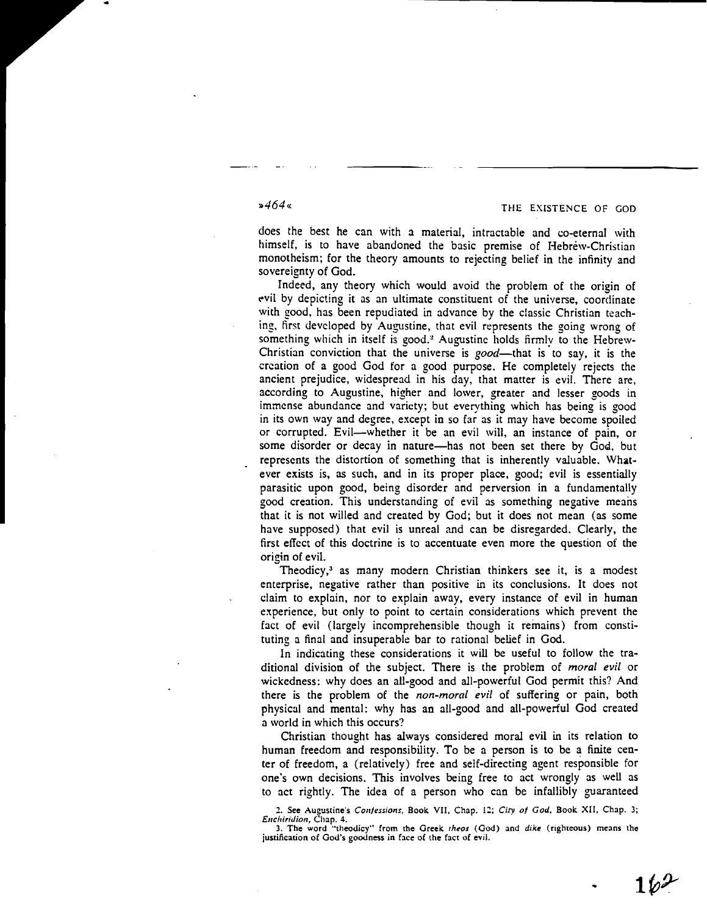does the best he can with a material, intractable and co-eternal with himself, is to have abandoned the basic premise of Hebrew-Christian monotheism; for the theory amounts to rejecting belief in the infinity and sovereignty of God.

Indeed, any theory which would avoid the problem of the origin of evil by depicting it as an ultimate constituent of the universe, coordinate with good, has been repudiated in advance by the classic Christian teaching, first developed by Augustine, that evil represents the going wrong of something which in itself is good.[2] Augustine holds firmly to the Hebrew-Christian conviction that the universe is *good*—that is to say, it is the creation of a good God for a good purpose. He completely rejects the ancient prejudice, widespread in his day, that matter is evil. There are, according to Augustine, higher and lower, greater and lesser goods in immense abundance and variety; but everything which has being is good in its own way and degree, except in so far as it may have become spoiled or corrupted. Evil—whether it be an evil will, an instance of pain, or some disorder or decay in nature—has not been set there by God, but represents the distortion of something that is inherently valuable. Whatever exists is, as such, and in its proper place, good; evil is essentially parasitic upon good, being disorder and perversion in a fundamentally good creation. This understanding of evil as something negative means that it is not willed and created by God; but it does not mean (as some have supposed) that evil is unreal and can be disregarded. Clearly, the first effect of this doctrine is to accentuate even more the question of the origin of evil.

Theodicy,[3] as many modern Christian thinkers see it, is a modest enterprise, negative rather than positive in its conclusions. It does not claim to explain, nor to explain away, every instance of evil in human experience, but only to point to certain considerations which prevent the fact of evil (largely incomprehensible though it remains) from constituting a final and insuperable bar to rational belief in God.

In indicating these considerations it will be useful to follow the traditional division of the subject. There is the problem of *moral evil* or wickedness: why does an all-good and all-powerful God permit this? And there is the problem of the *non-moral evil* of suffering or pain, both physical and mental: why has an all-good and all-powerful God created a world in which this occurs?

Christian thought has always considered moral evil in its relation to human freedom and responsibility. To be a person is to be a finite center of freedom, a (relatively) free and self-directing agent responsible for one's own decisions. This involves being free to act wrongly as well as to act rightly. The idea of a person who can be infallibly guaranteed

2. See Augustine's *Confessions*, Book VII, Chap. 12; *City of God*, Book XII, Chap. 3; *Enchiridion*, Chap. 4.

3. The word "theodicy" from the Greek *theos* (God) and *dike* (righteous) means the justification of God's goodness in face of the fact of evil.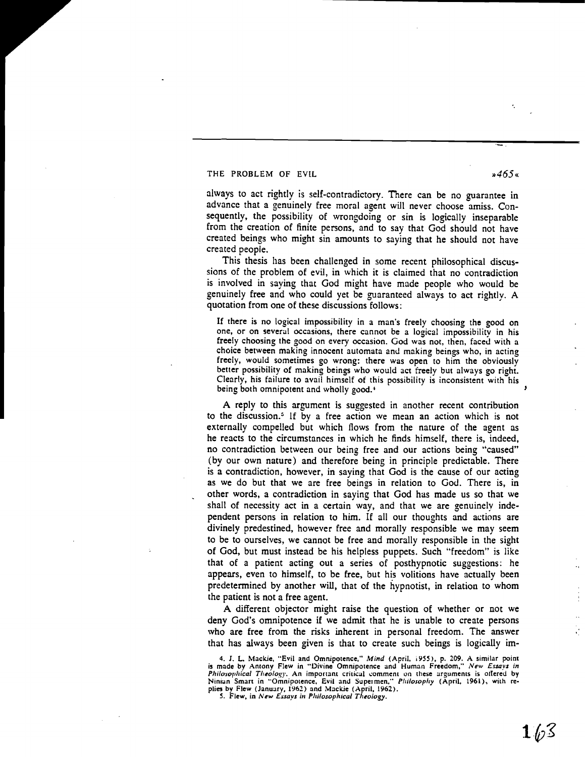always to act rightly is self-contradictory. There can be no guarantee in advance that a genuinely free moral agent will never choose amiss. Consequently, the possibility of wrongdoing or sin is logically inseparable from the creation of finite persons, and to say that God should not have created beings who might sin amounts to saying that he should not have created people.

This thesis has been challenged in some recent philosophical discussions of the problem of evil, in which it is claimed that no contradiction is involved in saying that God might have made people who would be genuinely free and who could yet be guaranteed always to act rightly. A quotation from one of these discussions follows:

> If there is no logical impossibility in a man's freely choosing the good on one, or on several occasions, there cannot be a logical impossibility in his freely choosing the good on every occasion. God was not, then, faced with a choice between making innocent automata and making beings who, in acting freely, would sometimes go wrong: there was open to him the obviously better possibility of making beings who would act freely but always go right. Clearly, his failure to avail himself of this possibility is inconsistent with his being both omnipotent and wholly good.[4]

A reply to this argument is suggested in another recent contribution to the discussion.[5] If by a free action we mean an action which is not externally compelled but which flows from the nature of the agent as he reacts to the circumstances in which he finds himself, there is, indeed, no contradiction between our being free and our actions being "caused" (by our own nature) and therefore being in principle predictable. There is a contradiction, however, in saying that God is the cause of our acting as we do but that we are free beings in relation to God. There is, in other words, a contradiction in saying that God has made us so that we shall of necessity act in a certain way, and that we are genuinely independent persons in relation to him. If all our thoughts and actions are divinely predestined, however free and morally responsible we may seem to be to ourselves, we cannot be free and morally responsible in the sight of God, but must instead be his helpless puppets. Such "freedom" is like that of a patient acting out a series of posthypnotic suggestions: he appears, even to himself, to be free, but his volitions have actually been predetermined by another will, that of the hypnotist, in relation to whom the patient is not a free agent.

A different objector might raise the question of whether or not we deny God's omnipotence if we admit that he is unable to create persons who are free from the risks inherent in personal freedom. The answer that has always been given is that to create such beings is logically im-

4. J. L. Mackie, "Evil and Omnipotence," *Mind* (April, 1955), p. 209. A similar point is made by Antony Flew in "Divine Omnipotence and Human Freedom," *New Essays in Philosophical Theology*. An important critical comment on these arguments is offered by Ninian Smart in "Omnipotence, Evil and Supermen," *Philosophy* (April, 1961), with replies by Flew (January, 1962) and Mackie (April, 1962).

5. Flew, in *New Essays in Philosophical Theology*.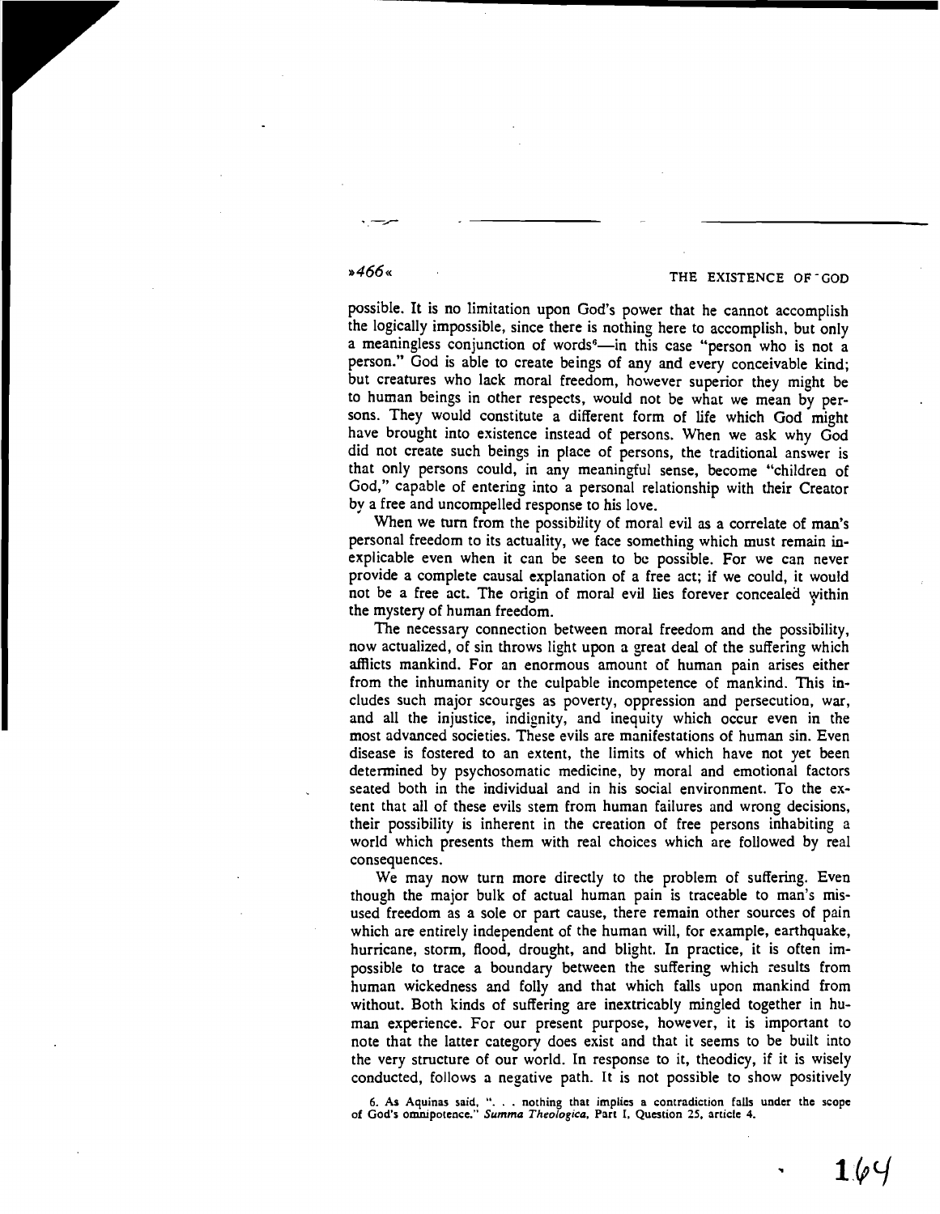possible. It is no limitation upon God's power that he cannot accomplish the logically impossible, since there is nothing here to accomplish, but only a meaningless conjunction of words[6]—in this case "person who is not a person." God is able to create beings of any and every conceivable kind; but creatures who lack moral freedom, however superior they might be to human beings in other respects, would not be what we mean by persons. They would constitute a different form of life which God might have brought into existence instead of persons. When we ask why God did not create such beings in place of persons, the traditional answer is that only persons could, in any meaningful sense, become "children of God," capable of entering into a personal relationship with their Creator by a free and uncompelled response to his love.

When we turn from the possibility of moral evil as a correlate of man's personal freedom to its actuality, we face something which must remain inexplicable even when it can be seen to be possible. For we can never provide a complete causal explanation of a free act; if we could, it would not be a free act. The origin of moral evil lies forever concealed within the mystery of human freedom.

The necessary connection between moral freedom and the possibility, now actualized, of sin throws light upon a great deal of the suffering which afflicts mankind. For an enormous amount of human pain arises either from the inhumanity or the culpable incompetence of mankind. This includes such major scourges as poverty, oppression and persecution, war, and all the injustice, indignity, and inequity which occur even in the most advanced societies. These evils are manifestations of human sin. Even disease is fostered to an extent, the limits of which have not yet been determined by psychosomatic medicine, by moral and emotional factors seated both in the individual and in his social environment. To the extent that all of these evils stem from human failures and wrong decisions, their possibility is inherent in the creation of free persons inhabiting a world which presents them with real choices which are followed by real consequences.

We may now turn more directly to the problem of suffering. Even though the major bulk of actual human pain is traceable to man's misused freedom as a sole or part cause, there remain other sources of pain which are entirely independent of the human will, for example, earthquake, hurricane, storm, flood, drought, and blight. In practice, it is often impossible to trace a boundary between the suffering which results from human wickedness and folly and that which falls upon mankind from without. Both kinds of suffering are inextricably mingled together in human experience. For our present purpose, however, it is important to note that the latter category does exist and that it seems to be built into the very structure of our world. In response to it, theodicy, if it is wisely conducted, follows a negative path. It is not possible to show positively

6. As Aquinas said, ". . . nothing that implies a contradiction falls under the scope of God's omnipotence." *Summa Theologica*, Part I, Question 25, article 4.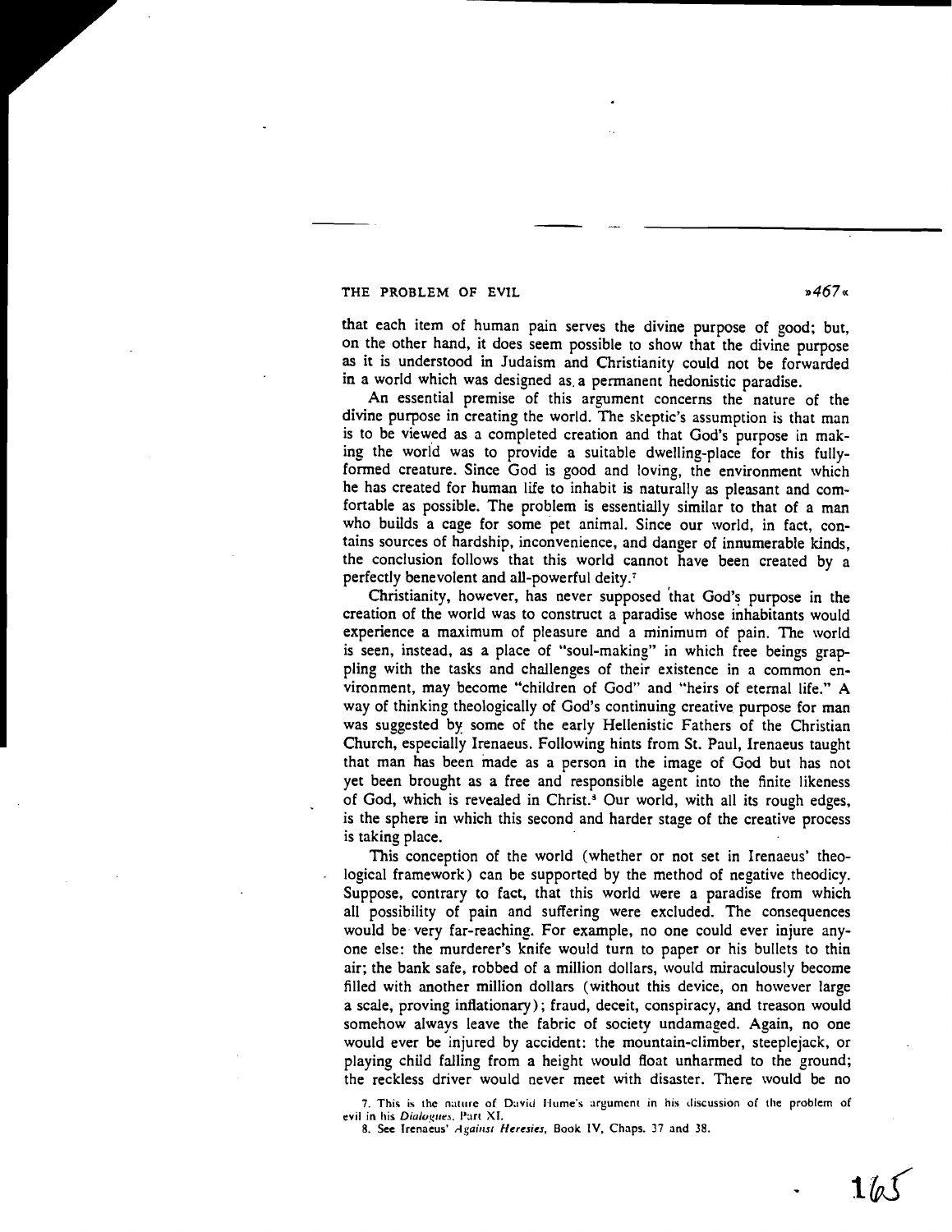that each item of human pain serves the divine purpose of good; but, on the other hand, it does seem possible to show that the divine purpose as it is understood in Judaism and Christianity could not be forwarded in a world which was designed as a permanent hedonistic paradise.

An essential premise of this argument concerns the nature of the divine purpose in creating the world. The skeptic's assumption is that man is to be viewed as a completed creation and that God's purpose in making the world was to provide a suitable dwelling-place for this fully-formed creature. Since God is good and loving, the environment which he has created for human life to inhabit is naturally as pleasant and comfortable as possible. The problem is essentially similar to that of a man who builds a cage for some pet animal. Since our world, in fact, contains sources of hardship, inconvenience, and danger of innumerable kinds, the conclusion follows that this world cannot have been created by a perfectly benevolent and all-powerful deity.[7]

Christianity, however, has never supposed that God's purpose in the creation of the world was to construct a paradise whose inhabitants would experience a maximum of pleasure and a minimum of pain. The world is seen, instead, as a place of "soul-making" in which free beings grappling with the tasks and challenges of their existence in a common environment, may become "children of God" and "heirs of eternal life." A way of thinking theologically of God's continuing creative purpose for man was suggested by some of the early Hellenistic Fathers of the Christian Church, especially Irenaeus. Following hints from St. Paul, Irenaeus taught that man has been made as a person in the image of God but has not yet been brought as a free and responsible agent into the finite likeness of God, which is revealed in Christ.[8] Our world, with all its rough edges, is the sphere in which this second and harder stage of the creative process is taking place.

This conception of the world (whether or not set in Irenaeus' theological framework) can be supported by the method of negative theodicy. Suppose, contrary to fact, that this world were a paradise from which all possibility of pain and suffering were excluded. The consequences would be very far-reaching. For example, no one could ever injure anyone else: the murderer's knife would turn to paper or his bullets to thin air; the bank safe, robbed of a million dollars, would miraculously become filled with another million dollars (without this device, on however large a scale, proving inflationary); fraud, deceit, conspiracy, and treason would somehow always leave the fabric of society undamaged. Again, no one would ever be injured by accident: the mountain-climber, steeplejack, or playing child falling from a height would float unharmed to the ground; the reckless driver would never meet with disaster. There would be no

7. This is the nature of David Hume's argument in his discussion of the problem of evil in his *Dialogues*, Part XI.

8. See Irenaeus' *Against Heresies*, Book IV, Chaps. 37 and 38.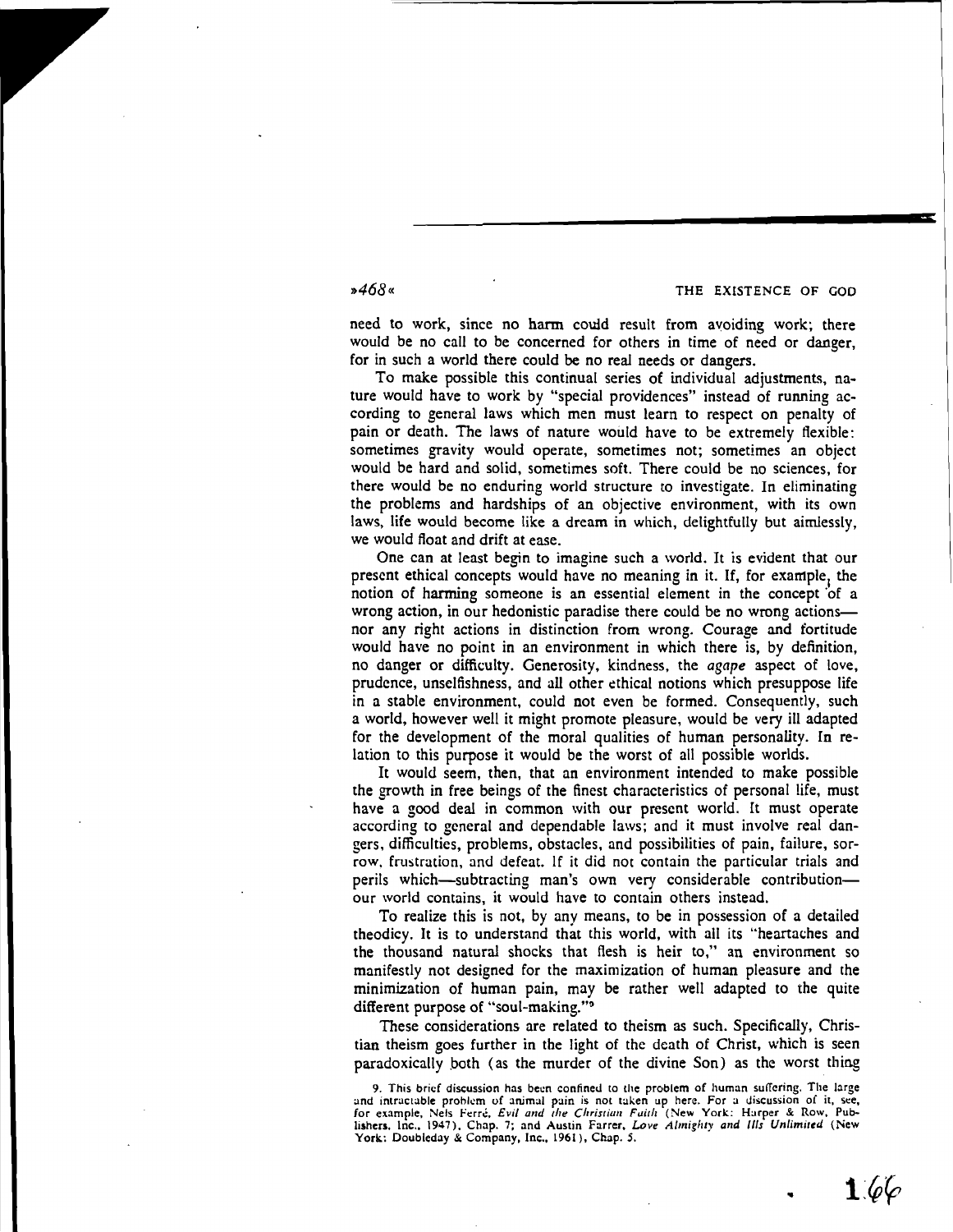need to work, since no harm could result from avoiding work; there would be no call to be concerned for others in time of need or danger, for in such a world there could be no real needs or dangers.

To make possible this continual series of individual adjustments, nature would have to work by "special providences" instead of running according to general laws which men must learn to respect on penalty of pain or death. The laws of nature would have to be extremely flexible: sometimes gravity would operate, sometimes not; sometimes an object would be hard and solid, sometimes soft. There could be no sciences, for there would be no enduring world structure to investigate. In eliminating the problems and hardships of an objective environment, with its own laws, life would become like a dream in which, delightfully but aimlessly, we would float and drift at ease.

One can at least begin to imagine such a world. It is evident that our present ethical concepts would have no meaning in it. If, for example, the notion of harming someone is an essential element in the concept of a wrong action, in our hedonistic paradise there could be no wrong actions—nor any right actions in distinction from wrong. Courage and fortitude would have no point in an environment in which there is, by definition, no danger or difficulty. Generosity, kindness, the *agape* aspect of love, prudence, unselfishness, and all other ethical notions which presuppose life in a stable environment, could not even be formed. Consequently, such a world, however well it might promote pleasure, would be very ill adapted for the development of the moral qualities of human personality. In relation to this purpose it would be the worst of all possible worlds.

It would seem, then, that an environment intended to make possible the growth in free beings of the finest characteristics of personal life, must have a good deal in common with our present world. It must operate according to general and dependable laws; and it must involve real dangers, difficulties, problems, obstacles, and possibilities of pain, failure, sorrow, frustration, and defeat. If it did not contain the particular trials and perils which—subtracting man's own very considerable contribution—our world contains, it would have to contain others instead.

To realize this is not, by any means, to be in possession of a detailed theodicy. It is to understand that this world, with all its "heartaches and the thousand natural shocks that flesh is heir to," an environment so manifestly not designed for the maximization of human pleasure and the minimization of human pain, may be rather well adapted to the quite different purpose of "soul-making."[9]

These considerations are related to theism as such. Specifically, Christian theism goes further in the light of the death of Christ, which is seen paradoxically both (as the murder of the divine Son) as the worst thing

9. This brief discussion has been confined to the problem of human suffering. The large and intractable problem of animal pain is not taken up here. For a discussion of it, see, for example, Nels Ferré, *Evil and the Christian Faith* (New York: Harper & Row, Publishers, Inc., 1947), Chap. 7; and Austin Farrer, *Love Almighty and Ills Unlimited* (New York: Doubleday & Company, Inc., 1961), Chap. 5.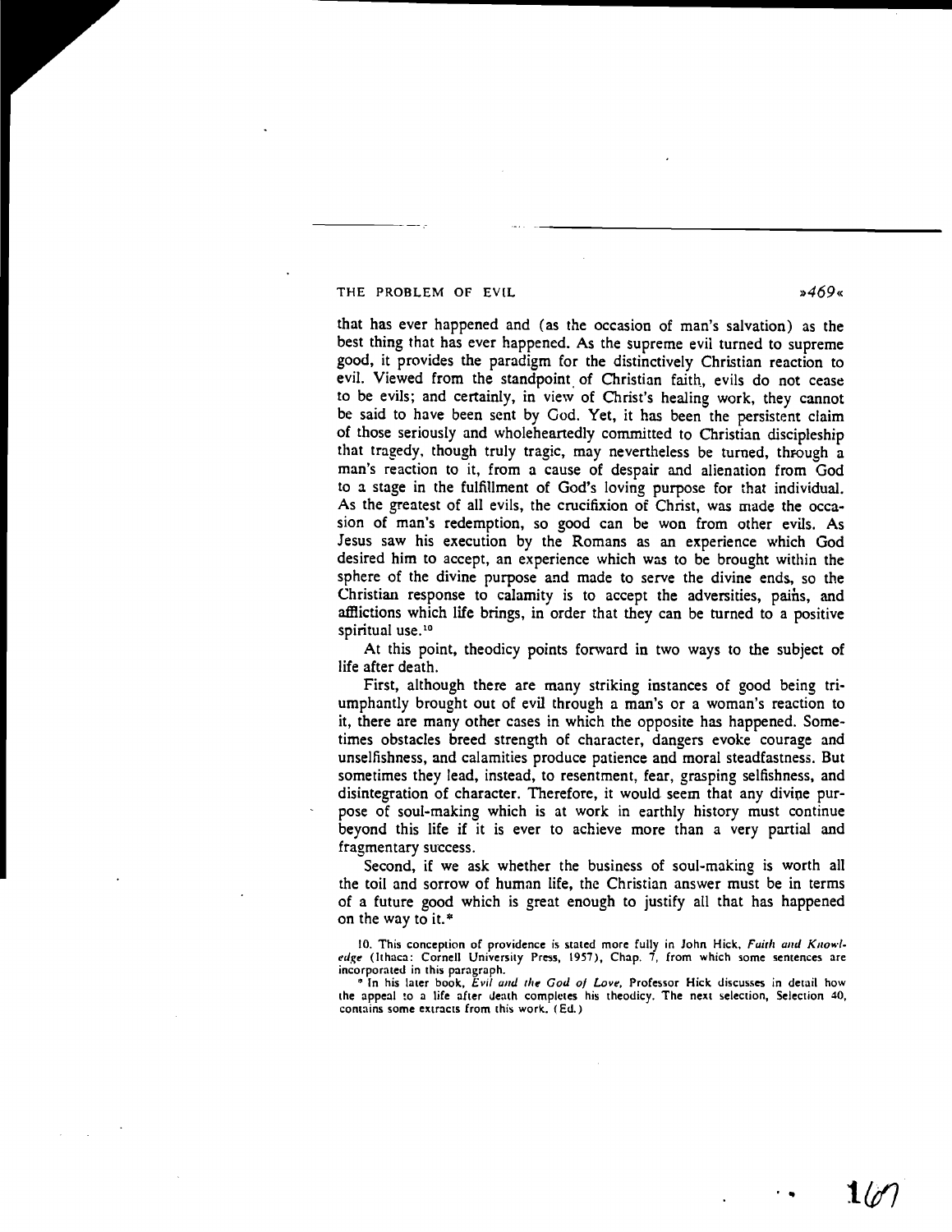that has ever happened and (as the occasion of man's salvation) as the best thing that has ever happened. As the supreme evil turned to supreme good, it provides the paradigm for the distinctively Christian reaction to evil. Viewed from the standpoint of Christian faith, evils do not cease to be evils; and certainly, in view of Christ's healing work, they cannot be said to have been sent by God. Yet, it has been the persistent claim of those seriously and wholeheartedly committed to Christian discipleship that tragedy, though truly tragic, may nevertheless be turned, through a man's reaction to it, from a cause of despair and alienation from God to a stage in the fulfillment of God's loving purpose for that individual. As the greatest of all evils, the crucifixion of Christ, was made the occasion of man's redemption, so good can be won from other evils. As Jesus saw his execution by the Romans as an experience which God desired him to accept, an experience which was to be brought within the sphere of the divine purpose and made to serve the divine ends, so the Christian response to calamity is to accept the adversities, pains, and afflictions which life brings, in order that they can be turned to a positive spiritual use.[10]

At this point, theodicy points forward in two ways to the subject of life after death.

First, although there are many striking instances of good being triumphantly brought out of evil through a man's or a woman's reaction to it, there are many other cases in which the opposite has happened. Sometimes obstacles breed strength of character, dangers evoke courage and unselfishness, and calamities produce patience and moral steadfastness. But sometimes they lead, instead, to resentment, fear, grasping selfishness, and disintegration of character. Therefore, it would seem that any divine purpose of soul-making which is at work in earthly history must continue beyond this life if it is ever to achieve more than a very partial and fragmentary success.

Second, if we ask whether the business of soul-making is worth all the toil and sorrow of human life, the Christian answer must be in terms of a future good which is great enough to justify all that has happened on the way to it.*

10. This conception of providence is stated more fully in John Hick, *Faith and Knowledge* (Ithaca: Cornell University Press, 1957), Chap. 7, from which some sentences are incorporated in this paragraph.

* In his later book, *Evil and the God of Love*, Professor Hick discusses in detail how the appeal to a life after death completes his theodicy. The next selection, Selection 40, contains some extracts from this work. (Ed.)